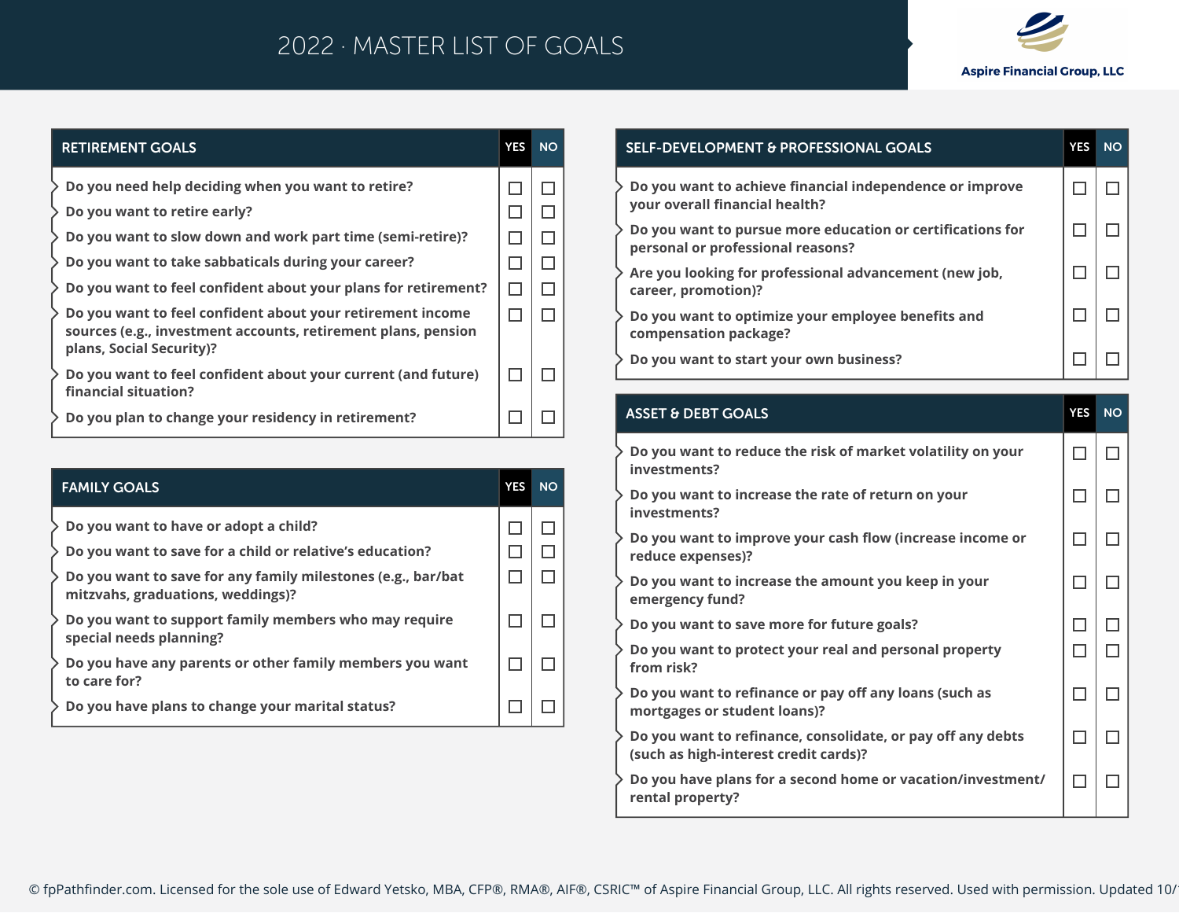# 2022 · MASTER LIST OF GOALS

Aspire Financial Group, LLC

| RETIREMENT GOALS | YES | NO |
|---|---|---|
| Do you need help deciding when you want to retire? | ☐ | ☐ |
| Do you want to retire early? | ☐ | ☐ |
| Do you want to slow down and work part time (semi-retire)? | ☐ | ☐ |
| Do you want to take sabbaticals during your career? | ☐ | ☐ |
| Do you want to feel confident about your plans for retirement? | ☐ | ☐ |
| Do you want to feel confident about your retirement income sources (e.g., investment accounts, retirement plans, pension plans, Social Security)? | ☐ | ☐ |
| Do you want to feel confident about your current (and future) financial situation? | ☐ | ☐ |
| Do you plan to change your residency in retirement? | ☐ | ☐ |

| FAMILY GOALS | YES | NO |
|---|---|---|
| Do you want to have or adopt a child? | ☐ | ☐ |
| Do you want to save for a child or relative's education? | ☐ | ☐ |
| Do you want to save for any family milestones (e.g., bar/bat mitzvahs, graduations, weddings)? | ☐ | ☐ |
| Do you want to support family members who may require special needs planning? | ☐ | ☐ |
| Do you have any parents or other family members you want to care for? | ☐ | ☐ |
| Do you have plans to change your marital status? | ☐ | ☐ |

| SELF-DEVELOPMENT & PROFESSIONAL GOALS | YES | NO |
|---|---|---|
| Do you want to achieve financial independence or improve your overall financial health? | ☐ | ☐ |
| Do you want to pursue more education or certifications for personal or professional reasons? | ☐ | ☐ |
| Are you looking for professional advancement (new job, career, promotion)? | ☐ | ☐ |
| Do you want to optimize your employee benefits and compensation package? | ☐ | ☐ |
| Do you want to start your own business? | ☐ | ☐ |

| ASSET & DEBT GOALS | YES | NO |
|---|---|---|
| Do you want to reduce the risk of market volatility on your investments? | ☐ | ☐ |
| Do you want to increase the rate of return on your investments? | ☐ | ☐ |
| Do you want to improve your cash flow (increase income or reduce expenses)? | ☐ | ☐ |
| Do you want to increase the amount you keep in your emergency fund? | ☐ | ☐ |
| Do you want to save more for future goals? | ☐ | ☐ |
| Do you want to protect your real and personal property from risk? | ☐ | ☐ |
| Do you want to refinance or pay off any loans (such as mortgages or student loans)? | ☐ | ☐ |
| Do you want to refinance, consolidate, or pay off any debts (such as high-interest credit cards)? | ☐ | ☐ |
| Do you have plans for a second home or vacation/investment/rental property? | ☐ | ☐ |

© fpPathfinder.com. Licensed for the sole use of Edward Yetsko, MBA, CFP®, RMA®, AIF®, CSRIC™ of Aspire Financial Group, LLC. All rights reserved. Used with permission. Updated 10/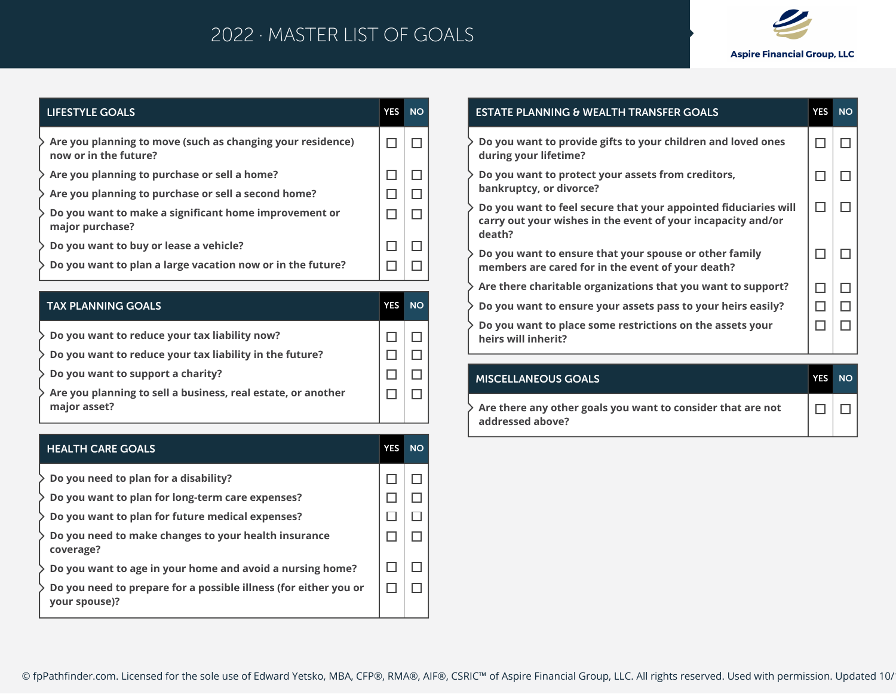# 2022 · MASTER LIST OF GOALS

Aspire Financial Group, LLC

| LIFESTYLE GOALS | YES | NO |
|---|---|---|
| Are you planning to move (such as changing your residence) now or in the future? | ☐ | ☐ |
| Are you planning to purchase or sell a home? | ☐ | ☐ |
| Are you planning to purchase or sell a second home? | ☐ | ☐ |
| Do you want to make a significant home improvement or major purchase? | ☐ | ☐ |
| Do you want to buy or lease a vehicle? | ☐ | ☐ |
| Do you want to plan a large vacation now or in the future? | ☐ | ☐ |

| TAX PLANNING GOALS | YES | NO |
|---|---|---|
| Do you want to reduce your tax liability now? | ☐ | ☐ |
| Do you want to reduce your tax liability in the future? | ☐ | ☐ |
| Do you want to support a charity? | ☐ | ☐ |
| Are you planning to sell a business, real estate, or another major asset? | ☐ | ☐ |

| HEALTH CARE GOALS | YES | NO |
|---|---|---|
| Do you need to plan for a disability? | ☐ | ☐ |
| Do you want to plan for long-term care expenses? | ☐ | ☐ |
| Do you want to plan for future medical expenses? | ☐ | ☐ |
| Do you need to make changes to your health insurance coverage? | ☐ | ☐ |
| Do you want to age in your home and avoid a nursing home? | ☐ | ☐ |
| Do you need to prepare for a possible illness (for either you or your spouse)? | ☐ | ☐ |

| ESTATE PLANNING & WEALTH TRANSFER GOALS | YES | NO |
|---|---|---|
| Do you want to provide gifts to your children and loved ones during your lifetime? | ☐ | ☐ |
| Do you want to protect your assets from creditors, bankruptcy, or divorce? | ☐ | ☐ |
| Do you want to feel secure that your appointed fiduciaries will carry out your wishes in the event of your incapacity and/or death? | ☐ | ☐ |
| Do you want to ensure that your spouse or other family members are cared for in the event of your death? | ☐ | ☐ |
| Are there charitable organizations that you want to support? | ☐ | ☐ |
| Do you want to ensure your assets pass to your heirs easily? | ☐ | ☐ |
| Do you want to place some restrictions on the assets your heirs will inherit? | ☐ | ☐ |

| MISCELLANEOUS GOALS | YES | NO |
|---|---|---|
| Are there any other goals you want to consider that are not addressed above? | ☐ | ☐ |

© fpPathfinder.com. Licensed for the sole use of Edward Yetsko, MBA, CFP®, RMA®, AIF®, CSRIC™ of Aspire Financial Group, LLC. All rights reserved. Used with permission. Updated 10/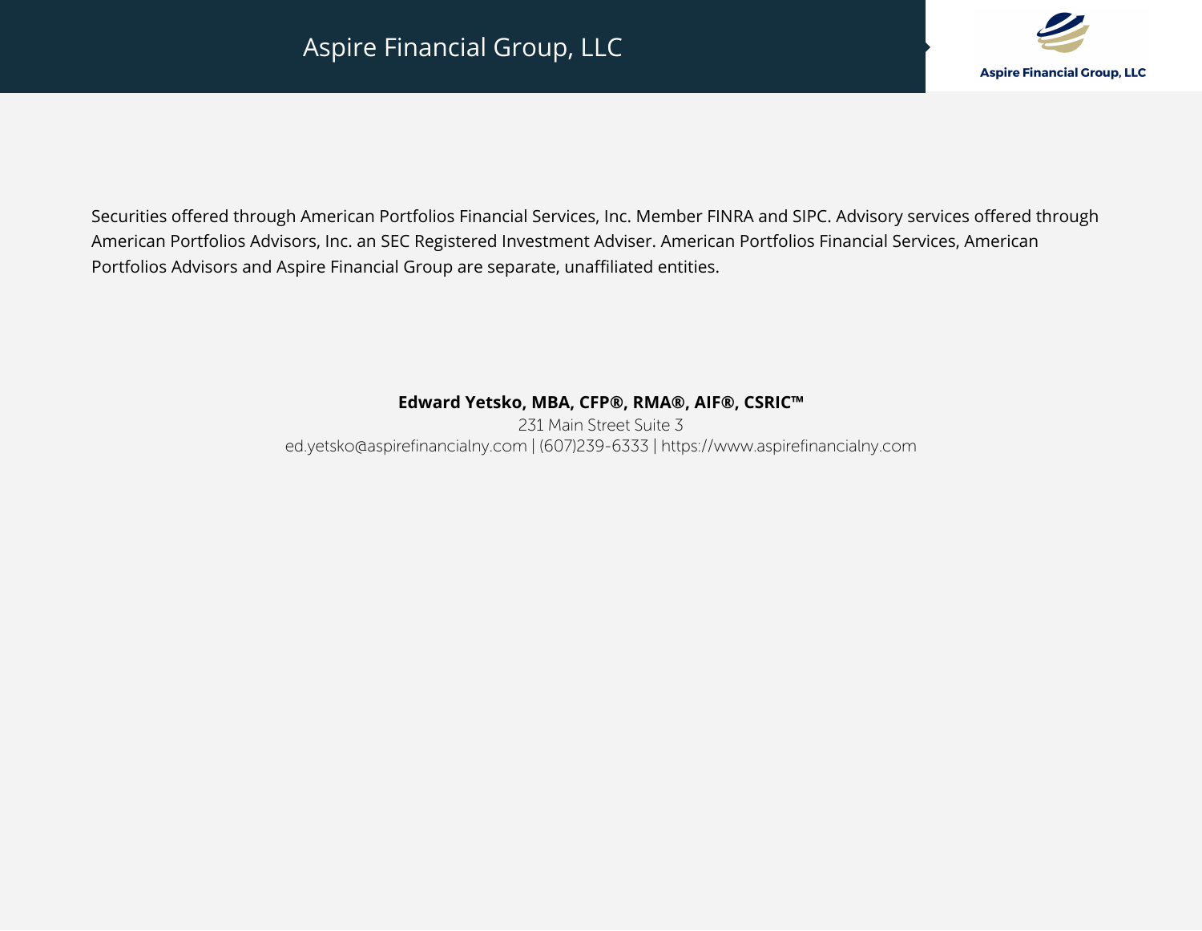Securities offered through American Portfolios Financial Services, Inc. Member FINRA and SIPC. Advisory services offered through American Portfolios Advisors, Inc. an SEC Registered Investment Adviser. American Portfolios Financial Services, American Portfolios Advisors and Aspire Financial Group are separate, unaffiliated entities.

**Edward Yetsko, MBA, CFP®, RMA®, AIF®, CSRIC™**
231 Main Street Suite 3
ed.yetsko@aspirefinancialny.com | (607)239-6333 | https://www.aspirefinancialny.com